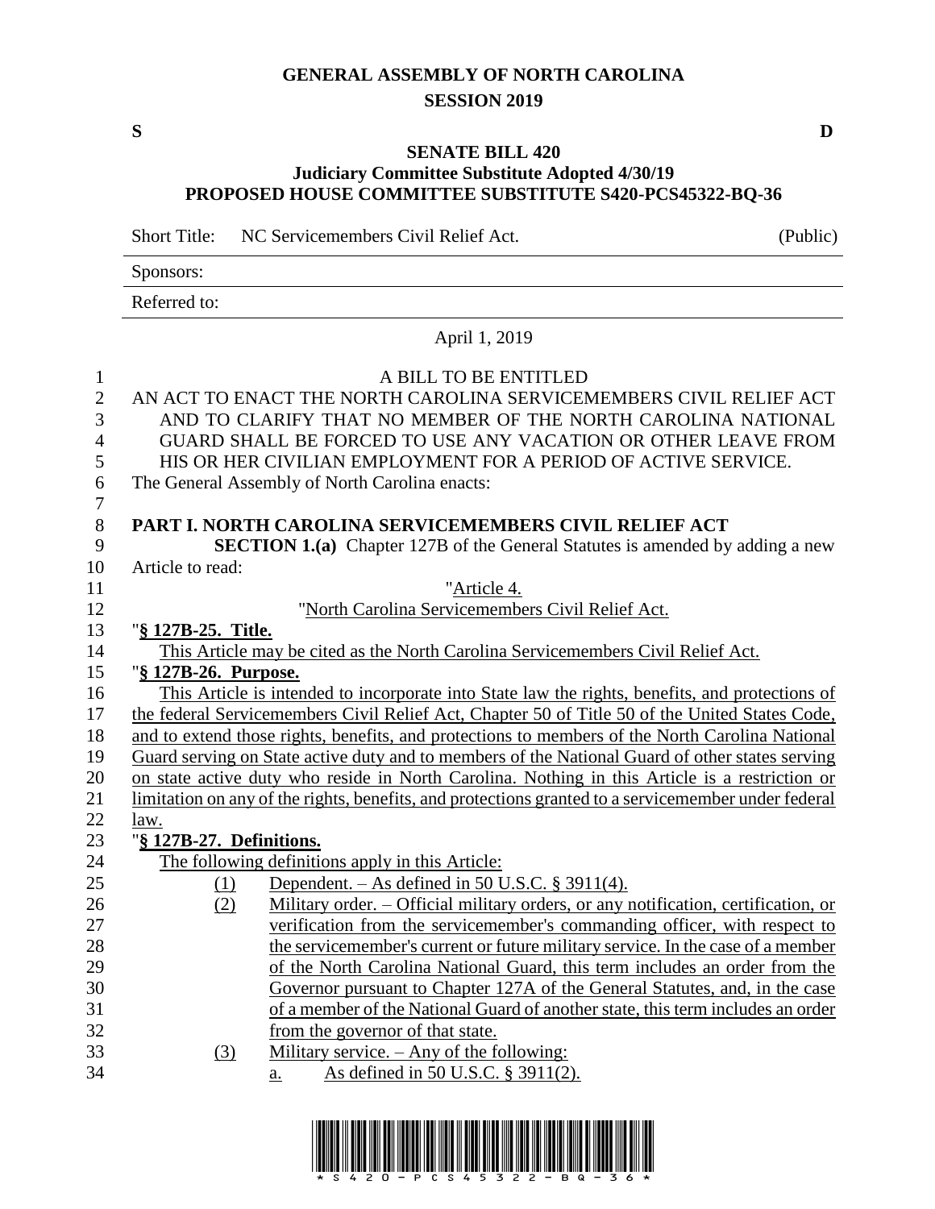# GENERAL ASSEMBLY OF NORTH CAROLINA
## SESSION 2019

**S** **D**

## SENATE BILL 420
### Judiciary Committee Substitute Adopted 4/30/19
### PROPOSED HOUSE COMMITTEE SUBSTITUTE S420-PCS45322-BQ-36

Short Title: NC Servicemembers Civil Relief Act. (Public)

Sponsors:

Referred to:

April 1, 2019

A BILL TO BE ENTITLED

AN ACT TO ENACT THE NORTH CAROLINA SERVICEMEMBERS CIVIL RELIEF ACT AND TO CLARIFY THAT NO MEMBER OF THE NORTH CAROLINA NATIONAL GUARD SHALL BE FORCED TO USE ANY VACATION OR OTHER LEAVE FROM HIS OR HER CIVILIAN EMPLOYMENT FOR A PERIOD OF ACTIVE SERVICE.

The General Assembly of North Carolina enacts:

**PART I. NORTH CAROLINA SERVICEMEMBERS CIVIL RELIEF ACT**

**SECTION 1.(a)** Chapter 127B of the General Statutes is amended by adding a new Article to read:

"Article 4.

"North Carolina Servicemembers Civil Relief Act.

"**§ 127B-25. Title.**

This Article may be cited as the North Carolina Servicemembers Civil Relief Act.

"**§ 127B-26. Purpose.**

This Article is intended to incorporate into State law the rights, benefits, and protections of the federal Servicemembers Civil Relief Act, Chapter 50 of Title 50 of the United States Code, and to extend those rights, benefits, and protections to members of the North Carolina National Guard serving on State active duty and to members of the National Guard of other states serving on state active duty who reside in North Carolina. Nothing in this Article is a restriction or limitation on any of the rights, benefits, and protections granted to a servicemember under federal law.

"**§ 127B-27. Definitions.**

The following definitions apply in this Article:

(1) Dependent. – As defined in 50 U.S.C. § 3911(4).

(2) Military order. – Official military orders, or any notification, certification, or verification from the servicemember's commanding officer, with respect to the servicemember's current or future military service. In the case of a member of the North Carolina National Guard, this term includes an order from the Governor pursuant to Chapter 127A of the General Statutes, and, in the case of a member of the National Guard of another state, this term includes an order from the governor of that state.

(3) Military service. – Any of the following:

a. As defined in 50 U.S.C. § 3911(2).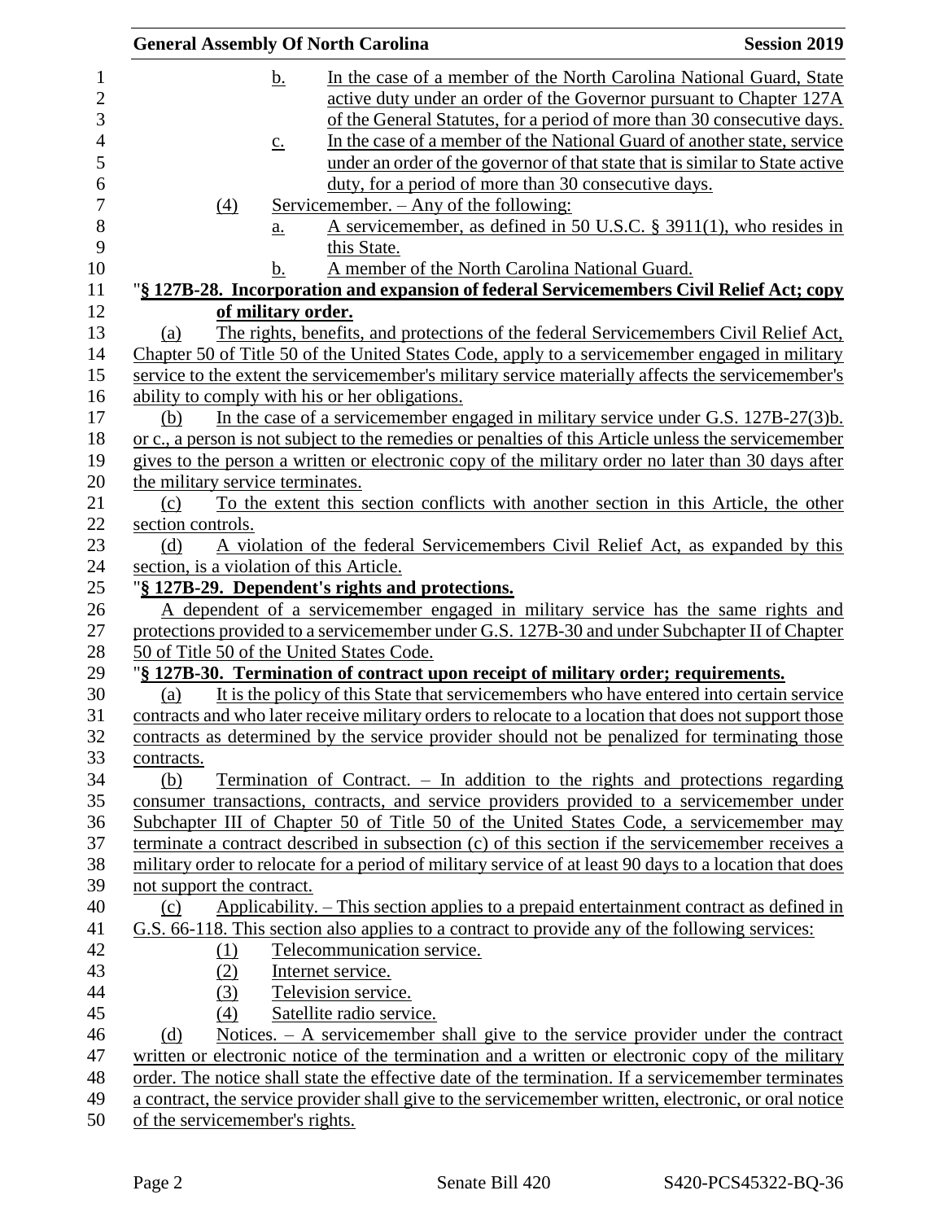b. In the case of a member of the North Carolina National Guard, State active duty under an order of the Governor pursuant to Chapter 127A of the General Statutes, for a period of more than 30 consecutive days.

c. In the case of a member of the National Guard of another state, service under an order of the governor of that state that is similar to State active duty, for a period of more than 30 consecutive days.

(4) Servicemember. – Any of the following:

a. A servicemember, as defined in 50 U.S.C. § 3911(1), who resides in this State.

b. A member of the North Carolina National Guard.

"**§ 127B-28. Incorporation and expansion of federal Servicemembers Civil Relief Act; copy of military order.**

(a) The rights, benefits, and protections of the federal Servicemembers Civil Relief Act, Chapter 50 of Title 50 of the United States Code, apply to a servicemember engaged in military service to the extent the servicemember's military service materially affects the servicemember's ability to comply with his or her obligations.

(b) In the case of a servicemember engaged in military service under G.S. 127B-27(3)b. or c., a person is not subject to the remedies or penalties of this Article unless the servicemember gives to the person a written or electronic copy of the military order no later than 30 days after the military service terminates.

(c) To the extent this section conflicts with another section in this Article, the other section controls.

(d) A violation of the federal Servicemembers Civil Relief Act, as expanded by this section, is a violation of this Article.

"**§ 127B-29. Dependent's rights and protections.**

A dependent of a servicemember engaged in military service has the same rights and protections provided to a servicemember under G.S. 127B-30 and under Subchapter II of Chapter 50 of Title 50 of the United States Code.

"**§ 127B-30. Termination of contract upon receipt of military order; requirements.**

(a) It is the policy of this State that servicemembers who have entered into certain service contracts and who later receive military orders to relocate to a location that does not support those contracts as determined by the service provider should not be penalized for terminating those contracts.

(b) Termination of Contract. – In addition to the rights and protections regarding consumer transactions, contracts, and service providers provided to a servicemember under Subchapter III of Chapter 50 of Title 50 of the United States Code, a servicemember may terminate a contract described in subsection (c) of this section if the servicemember receives a military order to relocate for a period of military service of at least 90 days to a location that does not support the contract.

(c) Applicability. – This section applies to a prepaid entertainment contract as defined in G.S. 66-118. This section also applies to a contract to provide any of the following services:

(1) Telecommunication service.

(2) Internet service.

(3) Television service.

(4) Satellite radio service.

(d) Notices. – A servicemember shall give to the service provider under the contract written or electronic notice of the termination and a written or electronic copy of the military order. The notice shall state the effective date of the termination. If a servicemember terminates a contract, the service provider shall give to the servicemember written, electronic, or oral notice of the servicemember's rights.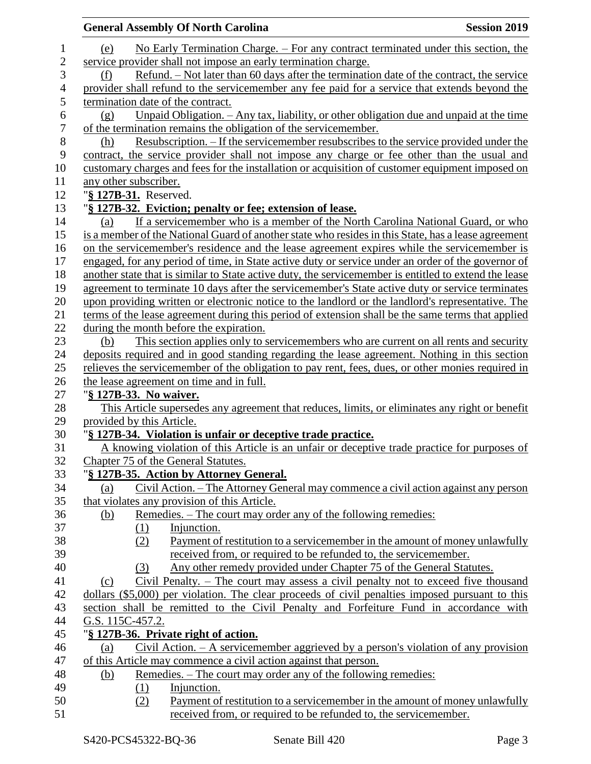(e) No Early Termination Charge. – For any contract terminated under this section, the service provider shall not impose an early termination charge.

(f) Refund. – Not later than 60 days after the termination date of the contract, the service provider shall refund to the servicemember any fee paid for a service that extends beyond the termination date of the contract.

(g) Unpaid Obligation. – Any tax, liability, or other obligation due and unpaid at the time of the termination remains the obligation of the servicemember.

(h) Resubscription. – If the servicemember resubscribes to the service provided under the contract, the service provider shall not impose any charge or fee other than the usual and customary charges and fees for the installation or acquisition of customer equipment imposed on any other subscriber.

"**§ 127B-31.** Reserved.

"**§ 127B-32. Eviction; penalty or fee; extension of lease.**

(a) If a servicemember who is a member of the North Carolina National Guard, or who is a member of the National Guard of another state who resides in this State, has a lease agreement on the servicemember's residence and the lease agreement expires while the servicemember is engaged, for any period of time, in State active duty or service under an order of the governor of another state that is similar to State active duty, the servicemember is entitled to extend the lease agreement to terminate 10 days after the servicemember's State active duty or service terminates upon providing written or electronic notice to the landlord or the landlord's representative. The terms of the lease agreement during this period of extension shall be the same terms that applied during the month before the expiration.

(b) This section applies only to servicemembers who are current on all rents and security deposits required and in good standing regarding the lease agreement. Nothing in this section relieves the servicemember of the obligation to pay rent, fees, dues, or other monies required in the lease agreement on time and in full.

"**§ 127B-33. No waiver.**

This Article supersedes any agreement that reduces, limits, or eliminates any right or benefit provided by this Article.

"**§ 127B-34. Violation is unfair or deceptive trade practice.**

A knowing violation of this Article is an unfair or deceptive trade practice for purposes of Chapter 75 of the General Statutes.

"**§ 127B-35. Action by Attorney General.**

(a) Civil Action. – The Attorney General may commence a civil action against any person that violates any provision of this Article.

(b) Remedies. – The court may order any of the following remedies:

(1) Injunction.

(2) Payment of restitution to a servicemember in the amount of money unlawfully received from, or required to be refunded to, the servicemember.

(3) Any other remedy provided under Chapter 75 of the General Statutes.

(c) Civil Penalty. – The court may assess a civil penalty not to exceed five thousand dollars ($5,000) per violation. The clear proceeds of civil penalties imposed pursuant to this section shall be remitted to the Civil Penalty and Forfeiture Fund in accordance with G.S. 115C-457.2.

"**§ 127B-36. Private right of action.**

(a) Civil Action. – A servicemember aggrieved by a person's violation of any provision of this Article may commence a civil action against that person.

(b) Remedies. – The court may order any of the following remedies:

(1) Injunction.

(2) Payment of restitution to a servicemember in the amount of money unlawfully received from, or required to be refunded to, the servicemember.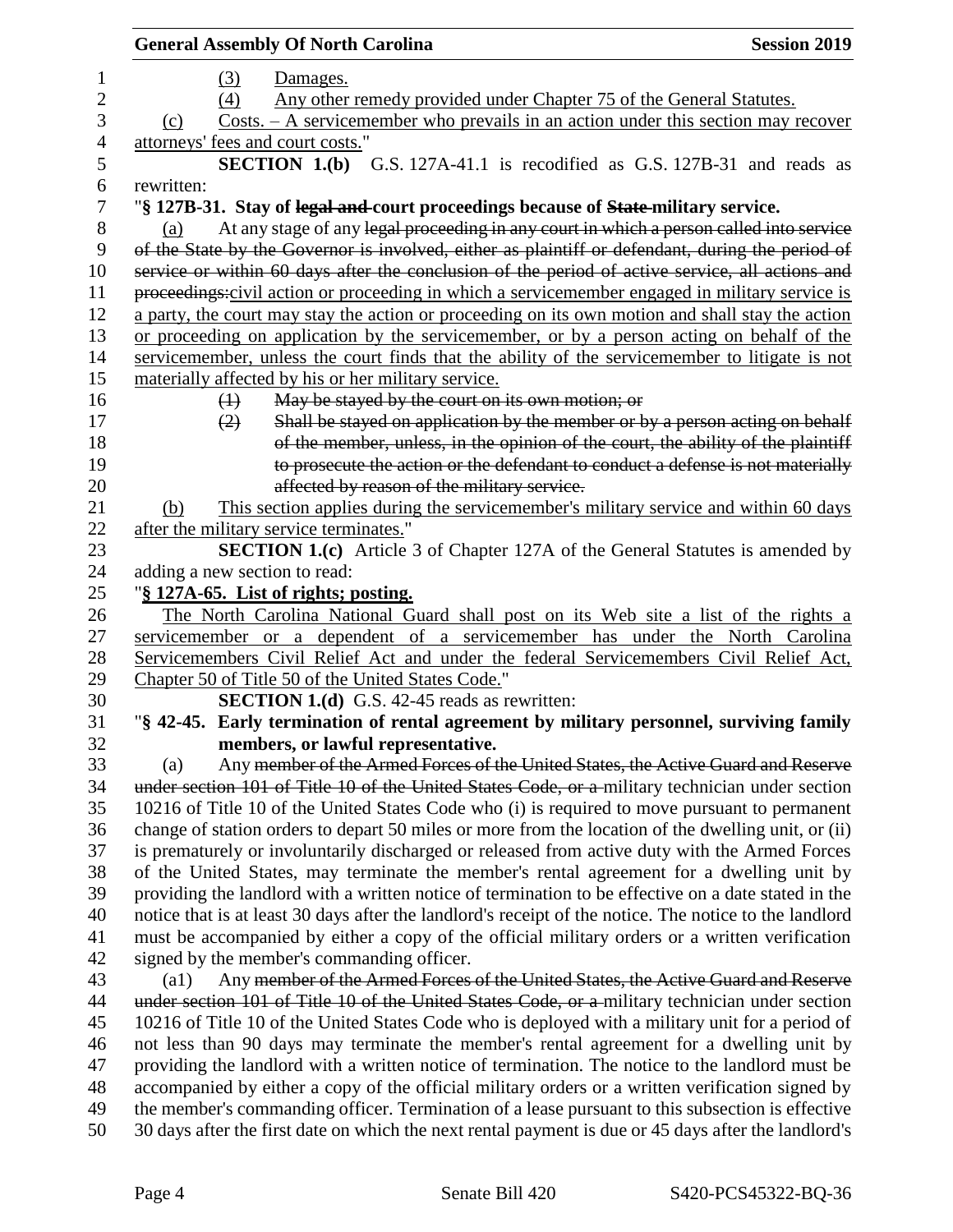(3) Damages.

(4) Any other remedy provided under Chapter 75 of the General Statutes.

(c) Costs. – A servicemember who prevails in an action under this section may recover attorneys' fees and court costs."

**SECTION 1.(b)** G.S. 127A-41.1 is recodified as G.S. 127B-31 and reads as rewritten:

"**§ 127B-31. Stay of ~~legal and~~ court proceedings because of ~~State~~ military service.**

(a) At any stage of any ~~legal proceeding in any court in which a person called into service of the State by the Governor is involved, either as plaintiff or defendant, during the period of service or within 60 days after the conclusion of the period of active service, all actions and proceedings:~~civil action or proceeding in which a servicemember engaged in military service is a party, the court may stay the action or proceeding on its own motion and shall stay the action or proceeding on application by the servicemember, or by a person acting on behalf of the servicemember, unless the court finds that the ability of the servicemember to litigate is not materially affected by his or her military service.

~~(1) May be stayed by the court on its own motion; or~~

~~(2) Shall be stayed on application by the member or by a person acting on behalf of the member, unless, in the opinion of the court, the ability of the plaintiff to prosecute the action or the defendant to conduct a defense is not materially affected by reason of the military service.~~

(b) This section applies during the servicemember's military service and within 60 days after the military service terminates."

**SECTION 1.(c)** Article 3 of Chapter 127A of the General Statutes is amended by adding a new section to read:

"**§ 127A-65. List of rights; posting.**

The North Carolina National Guard shall post on its Web site a list of the rights a servicemember or a dependent of a servicemember has under the North Carolina Servicemembers Civil Relief Act and under the federal Servicemembers Civil Relief Act, Chapter 50 of Title 50 of the United States Code."

**SECTION 1.(d)** G.S. 42-45 reads as rewritten:

"**§ 42-45. Early termination of rental agreement by military personnel, surviving family members, or lawful representative.**

(a) Any ~~member of the Armed Forces of the United States, the Active Guard and Reserve under section 101 of Title 10 of the United States Code, or a~~ military technician under section 10216 of Title 10 of the United States Code who (i) is required to move pursuant to permanent change of station orders to depart 50 miles or more from the location of the dwelling unit, or (ii) is prematurely or involuntarily discharged or released from active duty with the Armed Forces of the United States, may terminate the member's rental agreement for a dwelling unit by providing the landlord with a written notice of termination to be effective on a date stated in the notice that is at least 30 days after the landlord's receipt of the notice. The notice to the landlord must be accompanied by either a copy of the official military orders or a written verification signed by the member's commanding officer.

(a1) Any ~~member of the Armed Forces of the United States, the Active Guard and Reserve under section 101 of Title 10 of the United States Code, or a~~ military technician under section 10216 of Title 10 of the United States Code who is deployed with a military unit for a period of not less than 90 days may terminate the member's rental agreement for a dwelling unit by providing the landlord with a written notice of termination. The notice to the landlord must be accompanied by either a copy of the official military orders or a written verification signed by the member's commanding officer. Termination of a lease pursuant to this subsection is effective 30 days after the first date on which the next rental payment is due or 45 days after the landlord's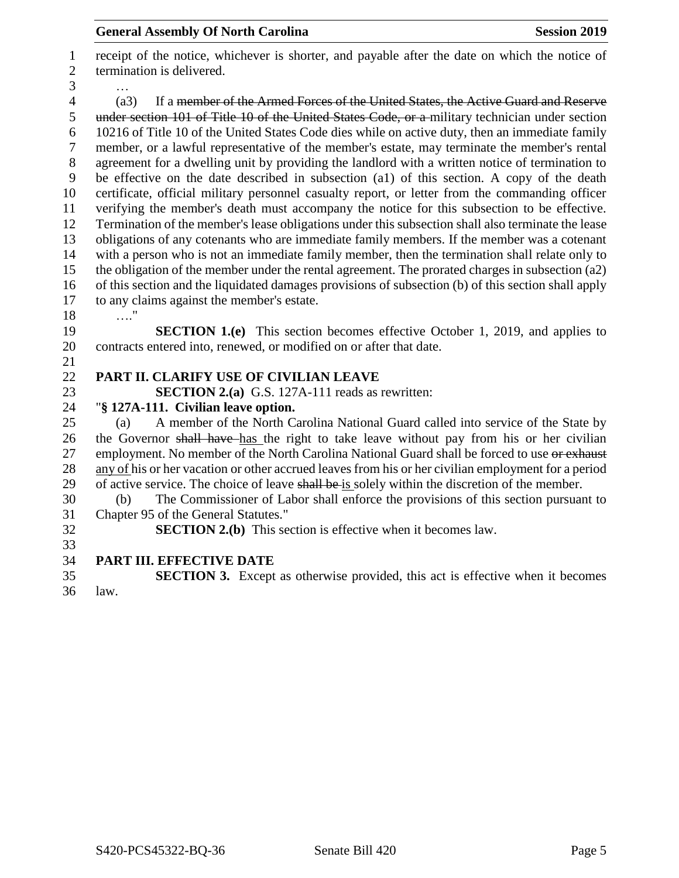receipt of the notice, whichever is shorter, and payable after the date on which the notice of termination is delivered.

…

(a3) If a ~~member of the Armed Forces of the United States, the Active Guard and Reserve under section 101 of Title 10 of the United States Code, or a~~ military technician under section 10216 of Title 10 of the United States Code dies while on active duty, then an immediate family member, or a lawful representative of the member's estate, may terminate the member's rental agreement for a dwelling unit by providing the landlord with a written notice of termination to be effective on the date described in subsection (a1) of this section. A copy of the death certificate, official military personnel casualty report, or letter from the commanding officer verifying the member's death must accompany the notice for this subsection to be effective. Termination of the member's lease obligations under this subsection shall also terminate the lease obligations of any cotenants who are immediate family members. If the member was a cotenant with a person who is not an immediate family member, then the termination shall relate only to the obligation of the member under the rental agreement. The prorated charges in subsection (a2) of this section and the liquidated damages provisions of subsection (b) of this section shall apply to any claims against the member's estate.

…."

**SECTION 1.(e)** This section becomes effective October 1, 2019, and applies to contracts entered into, renewed, or modified on or after that date.

## PART II. CLARIFY USE OF CIVILIAN LEAVE

**SECTION 2.(a)** G.S. 127A-111 reads as rewritten:

"**§ 127A-111. Civilian leave option.**

(a) A member of the North Carolina National Guard called into service of the State by the Governor ~~shall have~~ has the right to take leave without pay from his or her civilian employment. No member of the North Carolina National Guard shall be forced to use ~~or exhaust~~ any of his or her vacation or other accrued leaves from his or her civilian employment for a period of active service. The choice of leave ~~shall be~~ is solely within the discretion of the member.

(b) The Commissioner of Labor shall enforce the provisions of this section pursuant to Chapter 95 of the General Statutes."

**SECTION 2.(b)** This section is effective when it becomes law.

## PART III. EFFECTIVE DATE

**SECTION 3.** Except as otherwise provided, this act is effective when it becomes law.